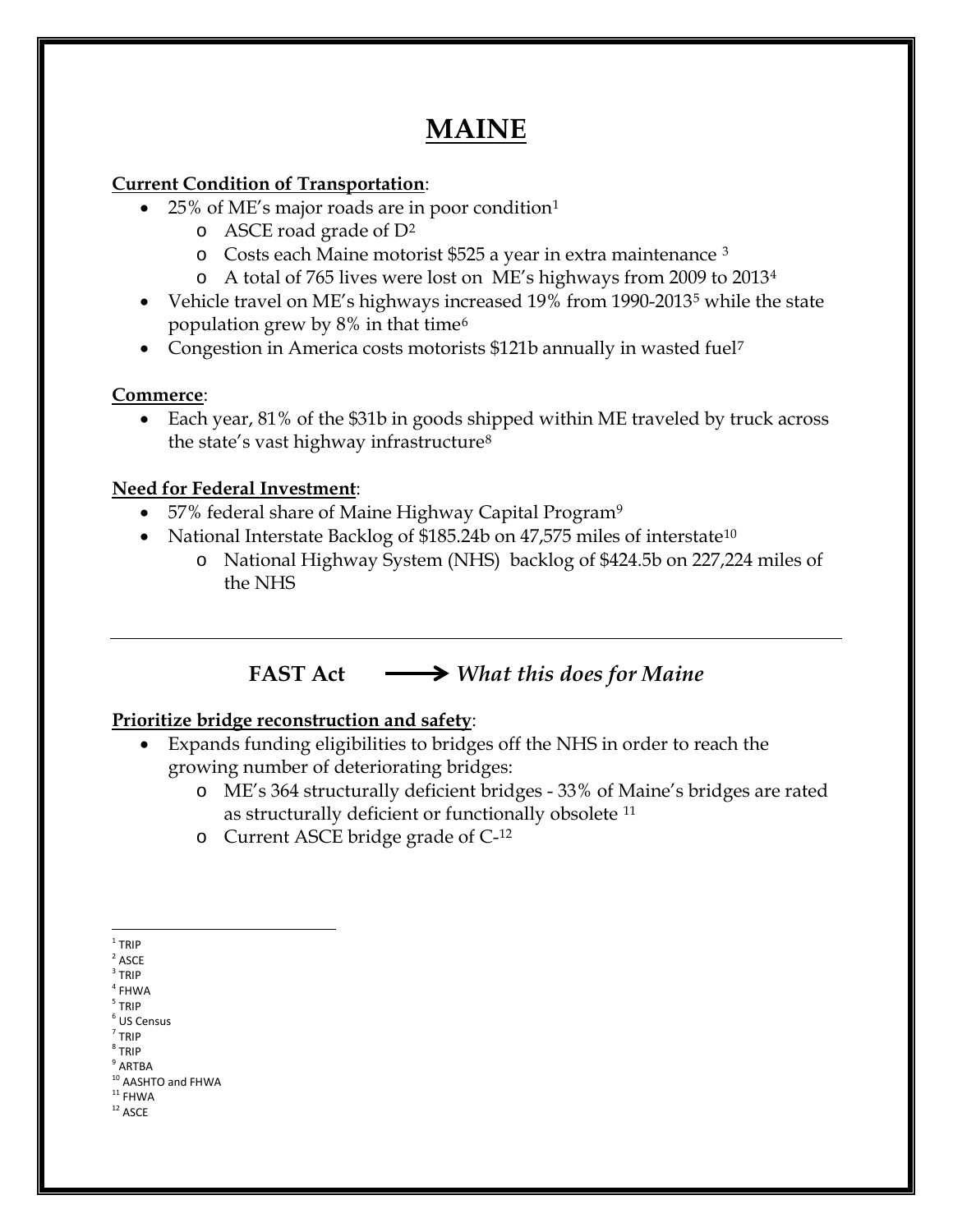# MAINE

**Current Condition of Transportation**:

- 25% of ME's major roads are in poor condition[1]
  - ASCE road grade of D[2]
  - Costs each Maine motorist $525 a year in extra maintenance [3]
  - A total of 765 lives were lost on ME's highways from 2009 to 2013[4]
- Vehicle travel on ME's highways increased 19% from 1990-2013[5] while the state population grew by 8% in that time[6]
- Congestion in America costs motorists $121b annually in wasted fuel[7]

**Commerce**:

- Each year, 81% of the $31b in goods shipped within ME traveled by truck across the state's vast highway infrastructure[8]

**Need for Federal Investment**:

- 57% federal share of Maine Highway Capital Program[9]
- National Interstate Backlog of $185.24b on 47,575 miles of interstate[10]
  - National Highway System (NHS) backlog of $424.5b on 227,224 miles of the NHS

---

**FAST Act** ⟶ ***What this does for Maine***

**Prioritize bridge reconstruction and safety**:

- Expands funding eligibilities to bridges off the NHS in order to reach the growing number of deteriorating bridges:
  - ME's 364 structurally deficient bridges - 33% of Maine's bridges are rated as structurally deficient or functionally obsolete [11]
  - Current ASCE bridge grade of C-[12]

---

[1] TRIP
[2] ASCE
[3] TRIP
[4] FHWA
[5] TRIP
[6] US Census
[7] TRIP
[8] TRIP
[9] ARTBA
[10] AASHTO and FHWA
[11] FHWA
[12] ASCE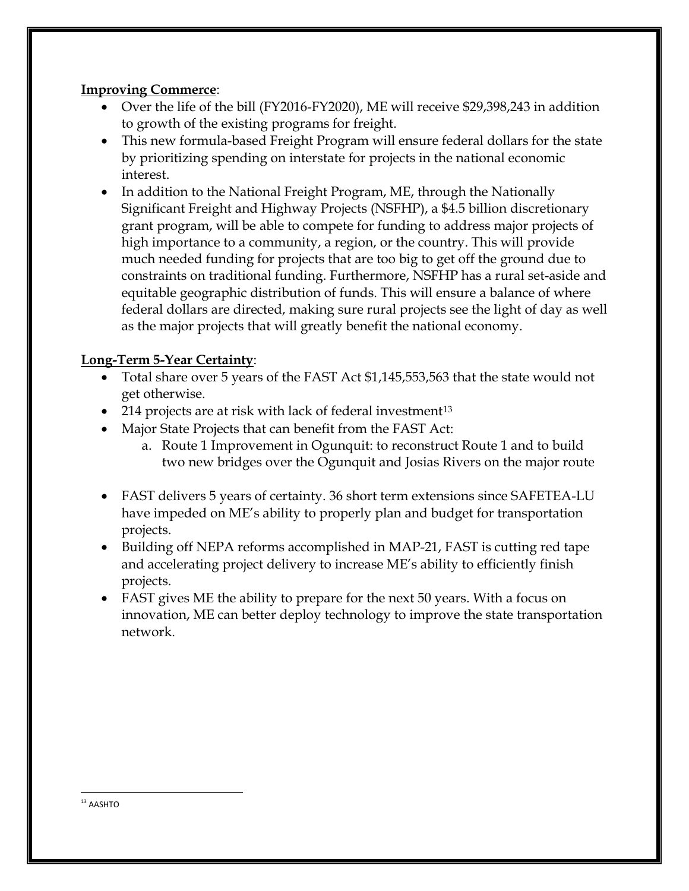**Improving Commerce**:

- Over the life of the bill (FY2016-FY2020), ME will receive $29,398,243 in addition to growth of the existing programs for freight.
- This new formula-based Freight Program will ensure federal dollars for the state by prioritizing spending on interstate for projects in the national economic interest.
- In addition to the National Freight Program, ME, through the Nationally Significant Freight and Highway Projects (NSFHP), a $4.5 billion discretionary grant program, will be able to compete for funding to address major projects of high importance to a community, a region, or the country. This will provide much needed funding for projects that are too big to get off the ground due to constraints on traditional funding. Furthermore, NSFHP has a rural set-aside and equitable geographic distribution of funds. This will ensure a balance of where federal dollars are directed, making sure rural projects see the light of day as well as the major projects that will greatly benefit the national economy.

**Long-Term 5-Year Certainty**:

- Total share over 5 years of the FAST Act $1,145,553,563 that the state would not get otherwise.
- 214 projects are at risk with lack of federal investment[13]
- Major State Projects that can benefit from the FAST Act:
  a. Route 1 Improvement in Ogunquit: to reconstruct Route 1 and to build two new bridges over the Ogunquit and Josias Rivers on the major route
- FAST delivers 5 years of certainty. 36 short term extensions since SAFETEA-LU have impeded on ME's ability to properly plan and budget for transportation projects.
- Building off NEPA reforms accomplished in MAP-21, FAST is cutting red tape and accelerating project delivery to increase ME's ability to efficiently finish projects.
- FAST gives ME the ability to prepare for the next 50 years. With a focus on innovation, ME can better deploy technology to improve the state transportation network.

[13] AASHTO